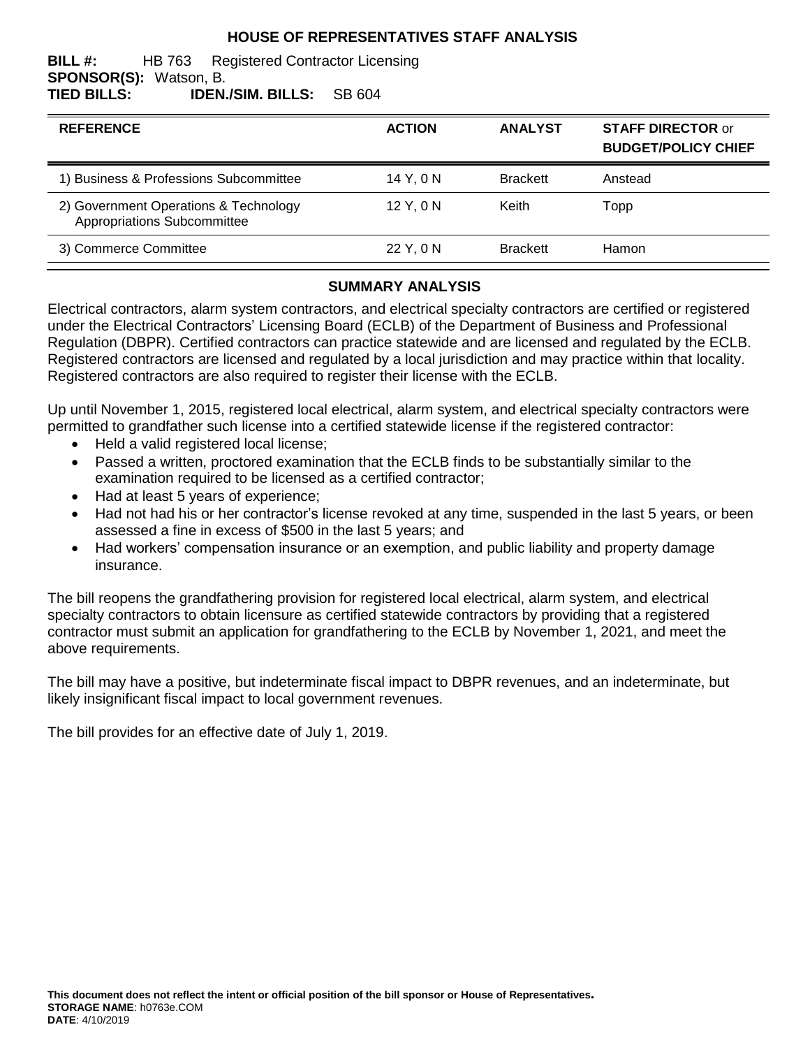# HOUSE OF REPRESENTATIVES STAFF ANALYSIS

**BILL #:** HB 763 Registered Contractor Licensing
**SPONSOR(S):** Watson, B.
**TIED BILLS:** **IDEN./SIM. BILLS:** SB 604

| REFERENCE | ACTION | ANALYST | STAFF DIRECTOR or BUDGET/POLICY CHIEF |
|---|---|---|---|
| 1) Business & Professions Subcommittee | 14 Y, 0 N | Brackett | Anstead |
| 2) Government Operations & Technology Appropriations Subcommittee | 12 Y, 0 N | Keith | Topp |
| 3) Commerce Committee | 22 Y, 0 N | Brackett | Hamon |

## SUMMARY ANALYSIS

Electrical contractors, alarm system contractors, and electrical specialty contractors are certified or registered under the Electrical Contractors' Licensing Board (ECLB) of the Department of Business and Professional Regulation (DBPR). Certified contractors can practice statewide and are licensed and regulated by the ECLB. Registered contractors are licensed and regulated by a local jurisdiction and may practice within that locality. Registered contractors are also required to register their license with the ECLB.

Up until November 1, 2015, registered local electrical, alarm system, and electrical specialty contractors were permitted to grandfather such license into a certified statewide license if the registered contractor:

- Held a valid registered local license;
- Passed a written, proctored examination that the ECLB finds to be substantially similar to the examination required to be licensed as a certified contractor;
- Had at least 5 years of experience;
- Had not had his or her contractor's license revoked at any time, suspended in the last 5 years, or been assessed a fine in excess of $500 in the last 5 years; and
- Had workers' compensation insurance or an exemption, and public liability and property damage insurance.

The bill reopens the grandfathering provision for registered local electrical, alarm system, and electrical specialty contractors to obtain licensure as certified statewide contractors by providing that a registered contractor must submit an application for grandfathering to the ECLB by November 1, 2021, and meet the above requirements.

The bill may have a positive, but indeterminate fiscal impact to DBPR revenues, and an indeterminate, but likely insignificant fiscal impact to local government revenues.

The bill provides for an effective date of July 1, 2019.

**This document does not reflect the intent or official position of the bill sponsor or House of Representatives.**
**STORAGE NAME**: h0763e.COM
**DATE**: 4/10/2019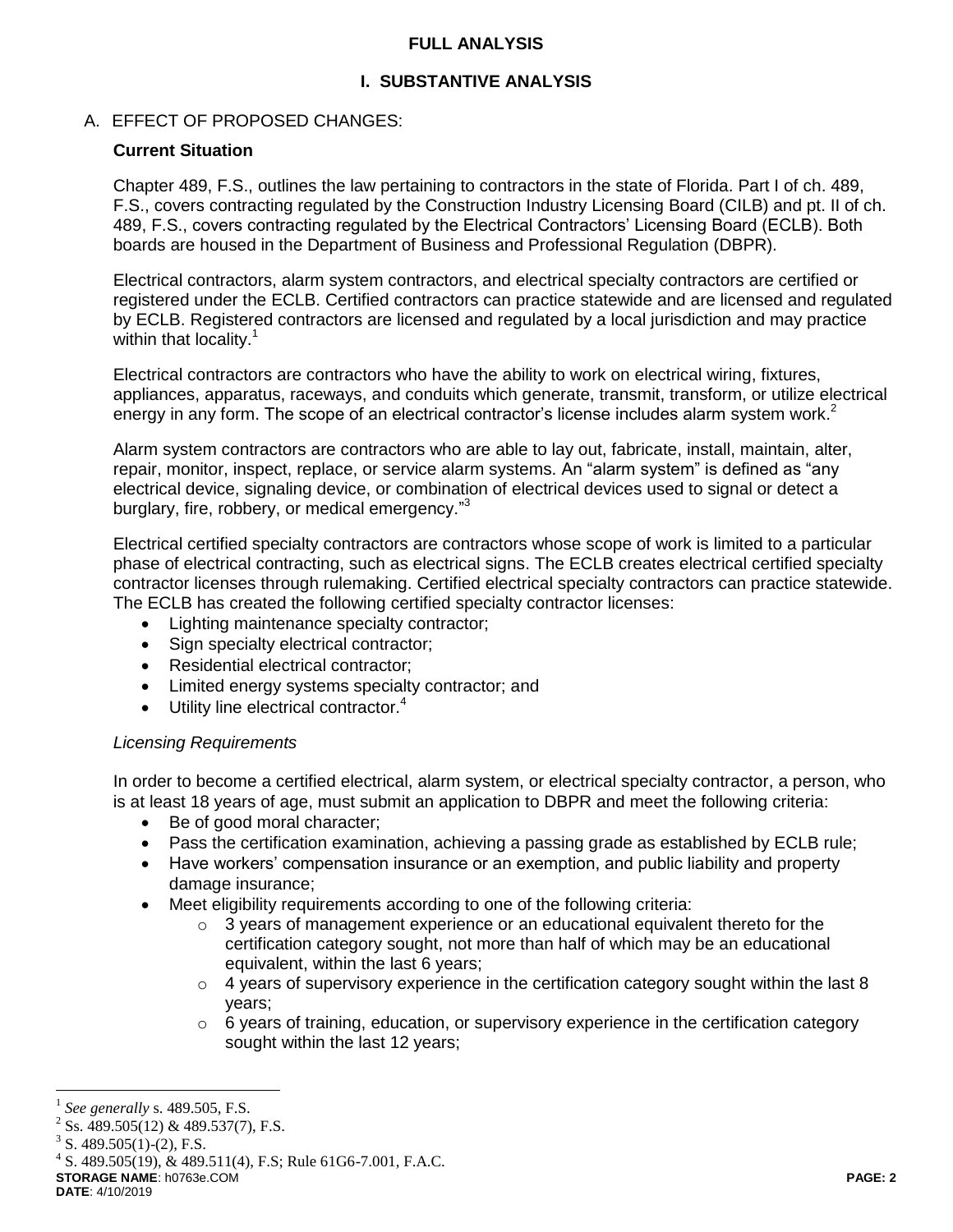## FULL ANALYSIS

### I. SUBSTANTIVE ANALYSIS

A. EFFECT OF PROPOSED CHANGES:

**Current Situation**

Chapter 489, F.S., outlines the law pertaining to contractors in the state of Florida. Part I of ch. 489, F.S., covers contracting regulated by the Construction Industry Licensing Board (CILB) and pt. II of ch. 489, F.S., covers contracting regulated by the Electrical Contractors' Licensing Board (ECLB). Both boards are housed in the Department of Business and Professional Regulation (DBPR).

Electrical contractors, alarm system contractors, and electrical specialty contractors are certified or registered under the ECLB. Certified contractors can practice statewide and are licensed and regulated by ECLB. Registered contractors are licensed and regulated by a local jurisdiction and may practice within that locality.[1]

Electrical contractors are contractors who have the ability to work on electrical wiring, fixtures, appliances, apparatus, raceways, and conduits which generate, transmit, transform, or utilize electrical energy in any form. The scope of an electrical contractor's license includes alarm system work.[2]

Alarm system contractors are contractors who are able to lay out, fabricate, install, maintain, alter, repair, monitor, inspect, replace, or service alarm systems. An "alarm system" is defined as "any electrical device, signaling device, or combination of electrical devices used to signal or detect a burglary, fire, robbery, or medical emergency."[3]

Electrical certified specialty contractors are contractors whose scope of work is limited to a particular phase of electrical contracting, such as electrical signs. The ECLB creates electrical certified specialty contractor licenses through rulemaking. Certified electrical specialty contractors can practice statewide. The ECLB has created the following certified specialty contractor licenses:

- Lighting maintenance specialty contractor;
- Sign specialty electrical contractor;
- Residential electrical contractor;
- Limited energy systems specialty contractor; and
- Utility line electrical contractor.[4]

*Licensing Requirements*

In order to become a certified electrical, alarm system, or electrical specialty contractor, a person, who is at least 18 years of age, must submit an application to DBPR and meet the following criteria:

- Be of good moral character;
- Pass the certification examination, achieving a passing grade as established by ECLB rule;
- Have workers' compensation insurance or an exemption, and public liability and property damage insurance;
- Meet eligibility requirements according to one of the following criteria:
  - 3 years of management experience or an educational equivalent thereto for the certification category sought, not more than half of which may be an educational equivalent, within the last 6 years;
  - 4 years of supervisory experience in the certification category sought within the last 8 years;
  - 6 years of training, education, or supervisory experience in the certification category sought within the last 12 years;

---

[1] *See generally* s. 489.505, F.S.

[2] Ss. 489.505(12) & 489.537(7), F.S.

[3] S. 489.505(1)-(2), F.S.

[4] S. 489.505(19), & 489.511(4), F.S; Rule 61G6-7.001, F.A.C.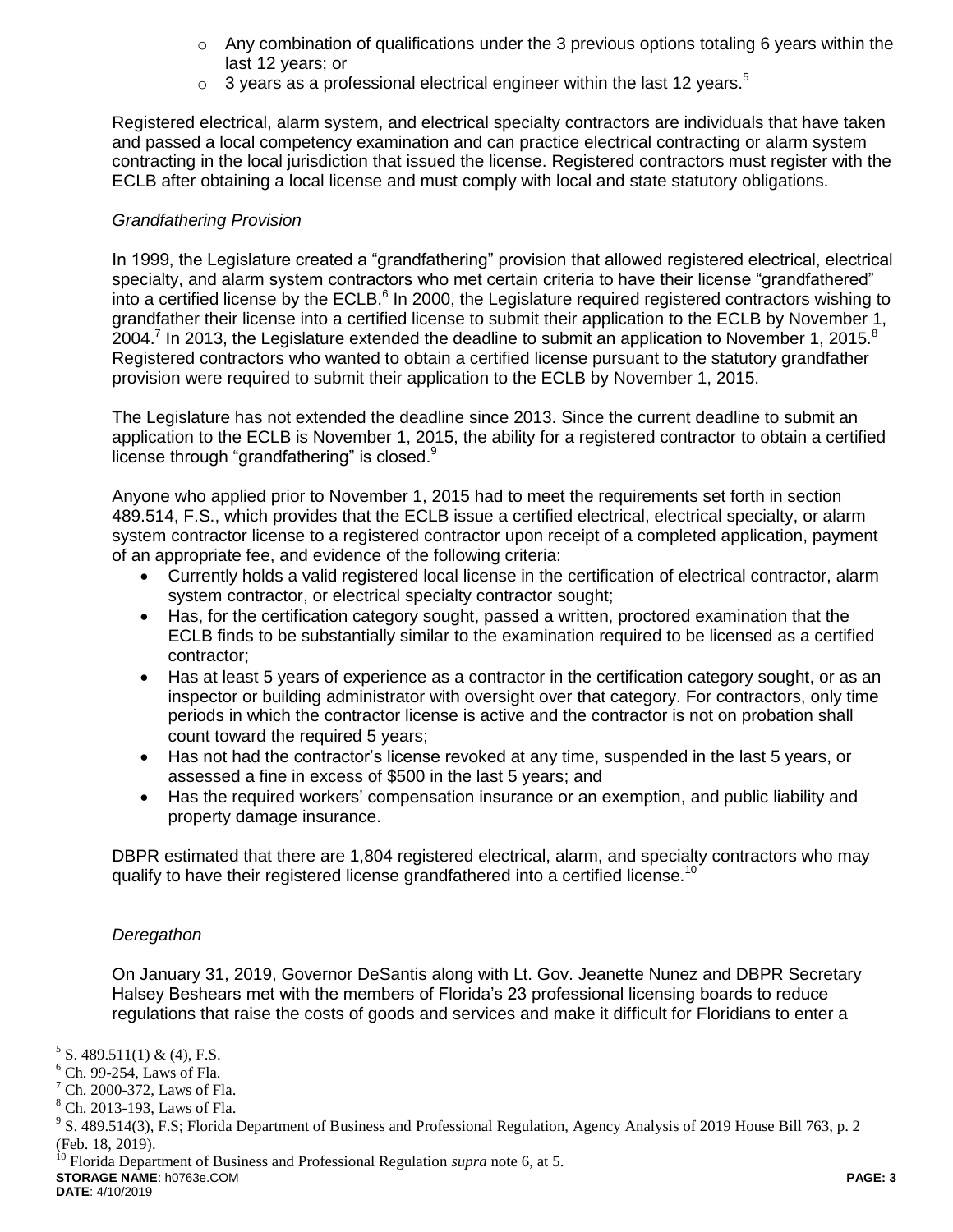- Any combination of qualifications under the 3 previous options totaling 6 years within the last 12 years; or
- 3 years as a professional electrical engineer within the last 12 years.[5]

Registered electrical, alarm system, and electrical specialty contractors are individuals that have taken and passed a local competency examination and can practice electrical contracting or alarm system contracting in the local jurisdiction that issued the license. Registered contractors must register with the ECLB after obtaining a local license and must comply with local and state statutory obligations.

*Grandfathering Provision*

In 1999, the Legislature created a "grandfathering" provision that allowed registered electrical, electrical specialty, and alarm system contractors who met certain criteria to have their license "grandfathered" into a certified license by the ECLB.[6] In 2000, the Legislature required registered contractors wishing to grandfather their license into a certified license to submit their application to the ECLB by November 1, 2004.[7] In 2013, the Legislature extended the deadline to submit an application to November 1, 2015.[8] Registered contractors who wanted to obtain a certified license pursuant to the statutory grandfather provision were required to submit their application to the ECLB by November 1, 2015.

The Legislature has not extended the deadline since 2013. Since the current deadline to submit an application to the ECLB is November 1, 2015, the ability for a registered contractor to obtain a certified license through "grandfathering" is closed.[9]

Anyone who applied prior to November 1, 2015 had to meet the requirements set forth in section 489.514, F.S., which provides that the ECLB issue a certified electrical, electrical specialty, or alarm system contractor license to a registered contractor upon receipt of a completed application, payment of an appropriate fee, and evidence of the following criteria:

- Currently holds a valid registered local license in the certification of electrical contractor, alarm system contractor, or electrical specialty contractor sought;
- Has, for the certification category sought, passed a written, proctored examination that the ECLB finds to be substantially similar to the examination required to be licensed as a certified contractor;
- Has at least 5 years of experience as a contractor in the certification category sought, or as an inspector or building administrator with oversight over that category. For contractors, only time periods in which the contractor license is active and the contractor is not on probation shall count toward the required 5 years;
- Has not had the contractor's license revoked at any time, suspended in the last 5 years, or assessed a fine in excess of $500 in the last 5 years; and
- Has the required workers' compensation insurance or an exemption, and public liability and property damage insurance.

DBPR estimated that there are 1,804 registered electrical, alarm, and specialty contractors who may qualify to have their registered license grandfathered into a certified license.[10]

*Deregathon*

On January 31, 2019, Governor DeSantis along with Lt. Gov. Jeanette Nunez and DBPR Secretary Halsey Beshears met with the members of Florida's 23 professional licensing boards to reduce regulations that raise the costs of goods and services and make it difficult for Floridians to enter a

---

[5] S. 489.511(1) & (4), F.S.

[6] Ch. 99-254, Laws of Fla.

[7] Ch. 2000-372, Laws of Fla.

[8] Ch. 2013-193, Laws of Fla.

[9] S. 489.514(3), F.S; Florida Department of Business and Professional Regulation, Agency Analysis of 2019 House Bill 763, p. 2 (Feb. 18, 2019).

[10] Florida Department of Business and Professional Regulation *supra* note 6, at 5.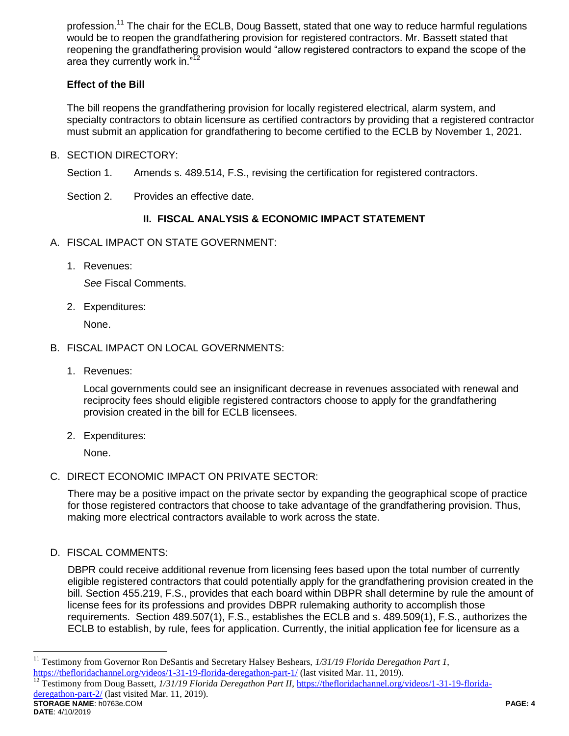profession.[11] The chair for the ECLB, Doug Bassett, stated that one way to reduce harmful regulations would be to reopen the grandfathering provision for registered contractors. Mr. Bassett stated that reopening the grandfathering provision would "allow registered contractors to expand the scope of the area they currently work in."[12]

**Effect of the Bill**

The bill reopens the grandfathering provision for locally registered electrical, alarm system, and specialty contractors to obtain licensure as certified contractors by providing that a registered contractor must submit an application for grandfathering to become certified to the ECLB by November 1, 2021.

B. SECTION DIRECTORY:

Section 1. Amends s. 489.514, F.S., revising the certification for registered contractors.

Section 2. Provides an effective date.

## II. FISCAL ANALYSIS & ECONOMIC IMPACT STATEMENT

A. FISCAL IMPACT ON STATE GOVERNMENT:

1. Revenues:

   *See* Fiscal Comments.

2. Expenditures:

   None.

B. FISCAL IMPACT ON LOCAL GOVERNMENTS:

1. Revenues:

   Local governments could see an insignificant decrease in revenues associated with renewal and reciprocity fees should eligible registered contractors choose to apply for the grandfathering provision created in the bill for ECLB licensees.

2. Expenditures:

   None.

C. DIRECT ECONOMIC IMPACT ON PRIVATE SECTOR:

There may be a positive impact on the private sector by expanding the geographical scope of practice for those registered contractors that choose to take advantage of the grandfathering provision. Thus, making more electrical contractors available to work across the state.

D. FISCAL COMMENTS:

DBPR could receive additional revenue from licensing fees based upon the total number of currently eligible registered contractors that could potentially apply for the grandfathering provision created in the bill. Section 455.219, F.S., provides that each board within DBPR shall determine by rule the amount of license fees for its professions and provides DBPR rulemaking authority to accomplish those requirements. Section 489.507(1), F.S., establishes the ECLB and s. 489.509(1), F.S., authorizes the ECLB to establish, by rule, fees for application. Currently, the initial application fee for licensure as a

---

[11] Testimony from Governor Ron DeSantis and Secretary Halsey Beshears, *1/31/19 Florida Deregathon Part 1*, https://thefloridachannel.org/videos/1-31-19-florida-deregathon-part-1/ (last visited Mar. 11, 2019).

[12] Testimony from Doug Bassett, *1/31/19 Florida Deregathon Part II*, https://thefloridachannel.org/videos/1-31-19-florida-deregathon-part-2/ (last visited Mar. 11, 2019).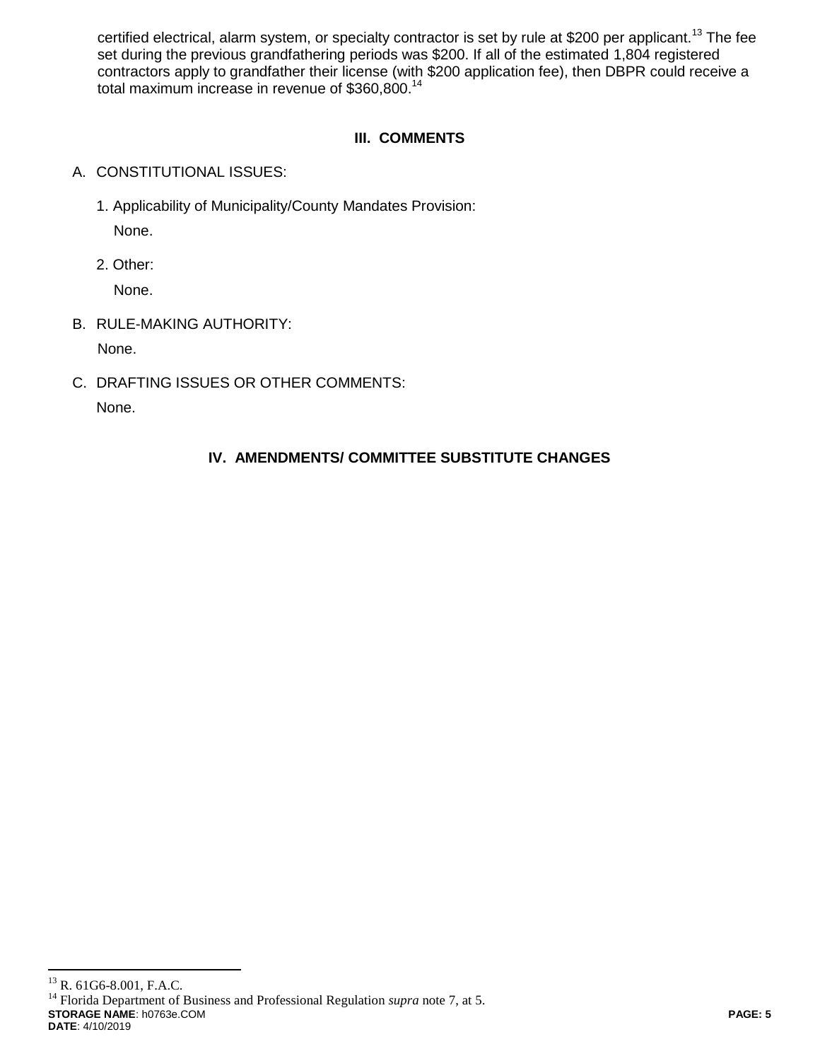certified electrical, alarm system, or specialty contractor is set by rule at $200 per applicant.[13] The fee set during the previous grandfathering periods was $200. If all of the estimated 1,804 registered contractors apply to grandfather their license (with $200 application fee), then DBPR could receive a total maximum increase in revenue of $360,800.[14]

## III. COMMENTS

A. CONSTITUTIONAL ISSUES:

1. Applicability of Municipality/County Mandates Provision:

   None.

2. Other:

   None.

B. RULE-MAKING AUTHORITY:

None.

C. DRAFTING ISSUES OR OTHER COMMENTS:

None.

## IV. AMENDMENTS/ COMMITTEE SUBSTITUTE CHANGES

---

[13] R. 61G6-8.001, F.A.C.

[14] Florida Department of Business and Professional Regulation *supra* note 7, at 5.

**STORAGE NAME**: h0763e.COM
**DATE**: 4/10/2019